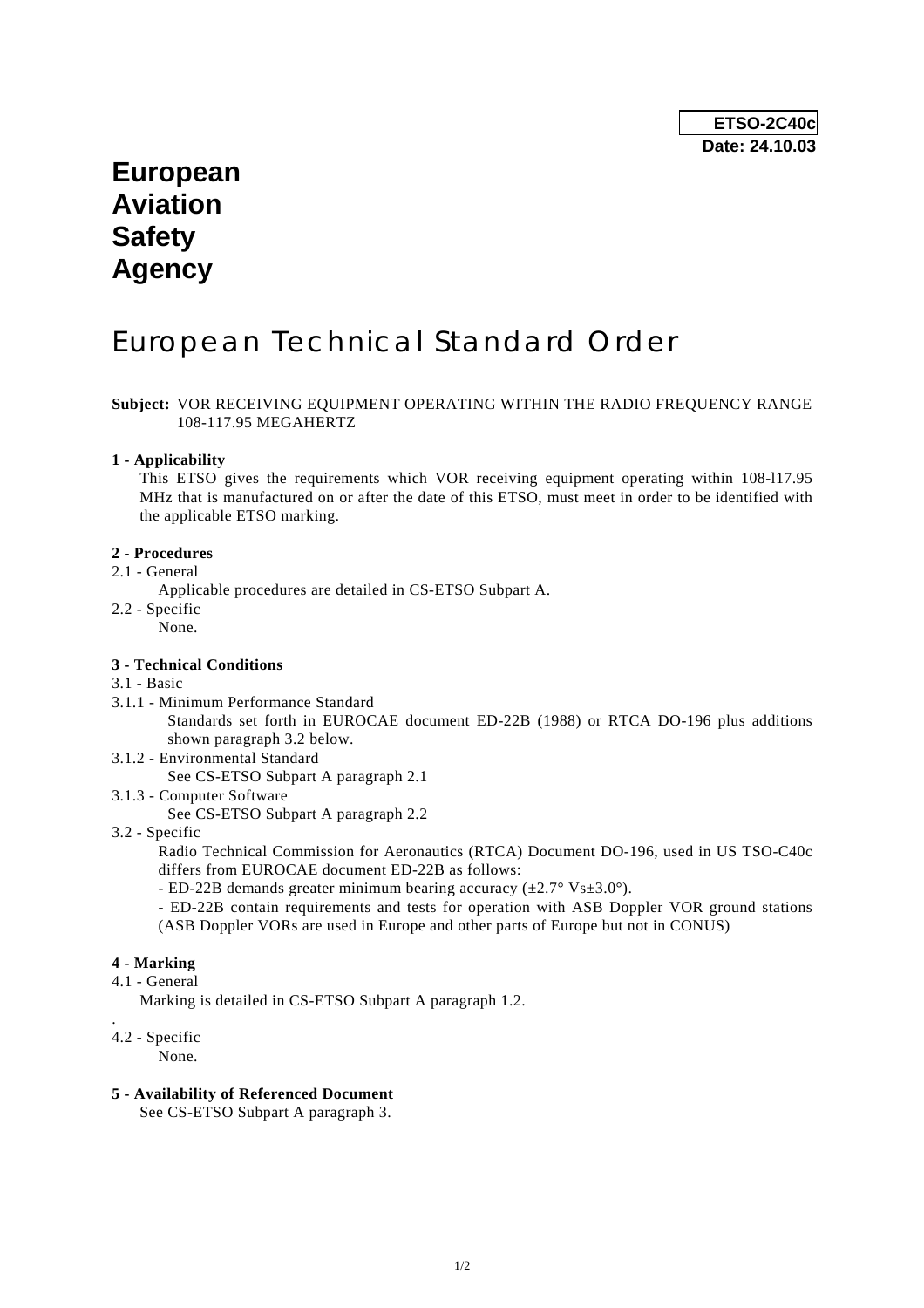**ETSO-2C40c**
**Date: 24.10.03**

# European Aviation Safety Agency

# European Technical Standard Order

**Subject:** VOR RECEIVING EQUIPMENT OPERATING WITHIN THE RADIO FREQUENCY RANGE 108-117.95 MEGAHERTZ

**1 - Applicability**

This ETSO gives the requirements which VOR receiving equipment operating within 108-l17.95 MHz that is manufactured on or after the date of this ETSO, must meet in order to be identified with the applicable ETSO marking.

**2 - Procedures**

2.1 - General

Applicable procedures are detailed in CS-ETSO Subpart A.

2.2 - Specific

None.

**3 - Technical Conditions**

3.1 - Basic

3.1.1 - Minimum Performance Standard

Standards set forth in EUROCAE document ED-22B (1988) or RTCA DO-196 plus additions shown paragraph 3.2 below.

3.1.2 - Environmental Standard

See CS-ETSO Subpart A paragraph 2.1

3.1.3 - Computer Software

See CS-ETSO Subpart A paragraph 2.2

3.2 - Specific

Radio Technical Commission for Aeronautics (RTCA) Document DO-196, used in US TSO-C40c differs from EUROCAE document ED-22B as follows:

- ED-22B demands greater minimum bearing accuracy (±2.7° Vs±3.0°).

- ED-22B contain requirements and tests for operation with ASB Doppler VOR ground stations (ASB Doppler VORs are used in Europe and other parts of Europe but not in CONUS)

**4 - Marking**

4.1 - General

Marking is detailed in CS-ETSO Subpart A paragraph 1.2.

.

4.2 - Specific

None.

**5 - Availability of Referenced Document**

See CS-ETSO Subpart A paragraph 3.